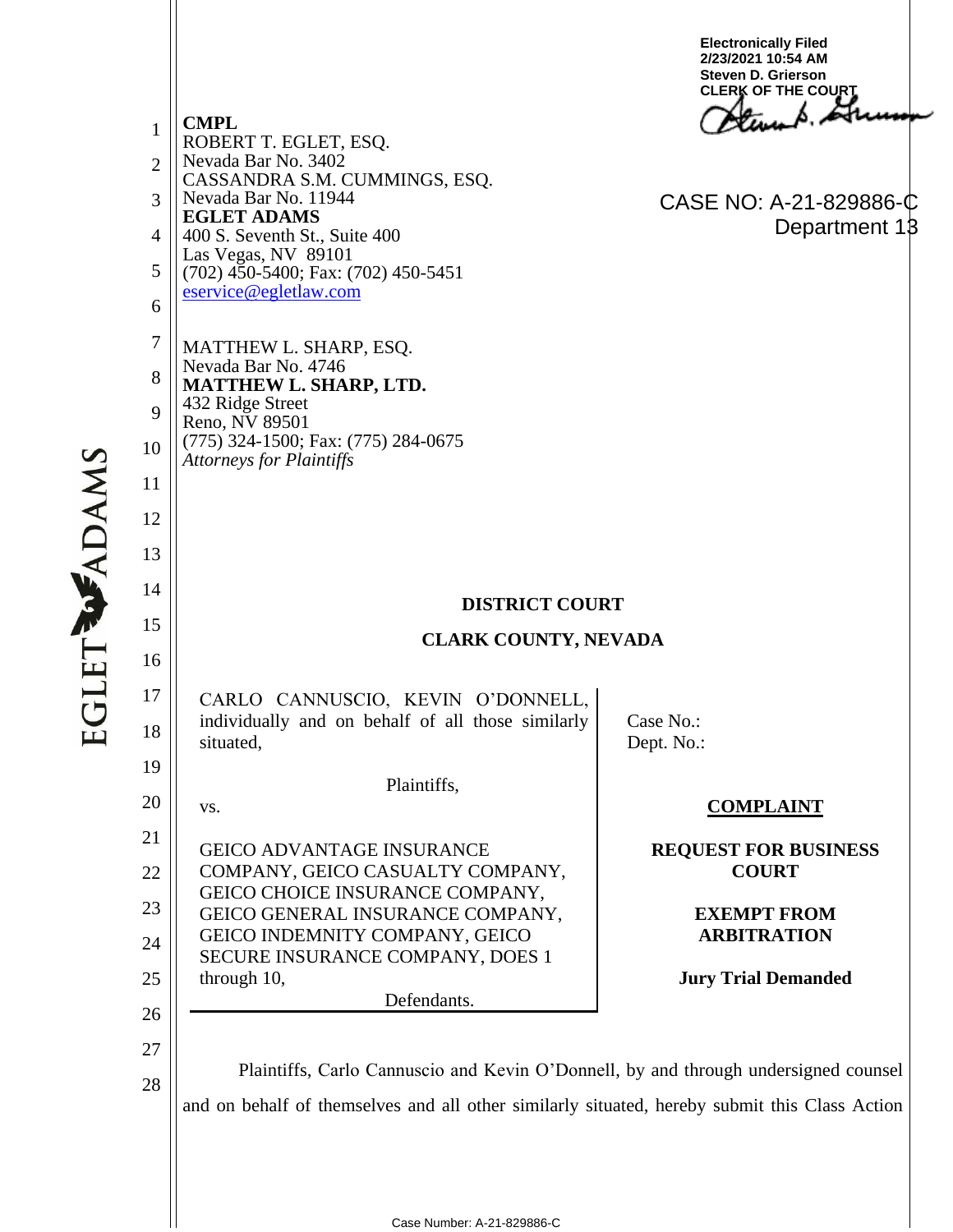Electronically Filed
2/23/2021 10:54 AM
Steven D. Grierson
CLERK OF THE COURT

CASE NO: A-21-829886-C
Department 13

**CMPL**
ROBERT T. EGLET, ESQ.
Nevada Bar No. 3402
CASSANDRA S.M. CUMMINGS, ESQ.
Nevada Bar No. 11944
**EGLET ADAMS**
400 S. Seventh St., Suite 400
Las Vegas, NV 89101
(702) 450-5400; Fax: (702) 450-5451
eservice@egletlaw.com

MATTHEW L. SHARP, ESQ.
Nevada Bar No. 4746
**MATTHEW L. SHARP, LTD.**
432 Ridge Street
Reno, NV 89501
(775) 324-1500; Fax: (775) 284-0675
*Attorneys for Plaintiffs*

**DISTRICT COURT**

**CLARK COUNTY, NEVADA**

| | |
|---|---|
| CARLO CANNUSCIO, KEVIN O'DONNELL, individually and on behalf of all those similarly situated,<br><br>Plaintiffs,<br><br>vs.<br><br>GEICO ADVANTAGE INSURANCE COMPANY, GEICO CASUALTY COMPANY, GEICO CHOICE INSURANCE COMPANY, GEICO GENERAL INSURANCE COMPANY, GEICO INDEMNITY COMPANY, GEICO SECURE INSURANCE COMPANY, DOES 1 through 10,<br><br>Defendants. | Case No.:<br>Dept. No.:<br><br>**COMPLAINT**<br><br>**REQUEST FOR BUSINESS COURT**<br><br>**EXEMPT FROM ARBITRATION**<br><br>**Jury Trial Demanded** |

Plaintiffs, Carlo Cannuscio and Kevin O'Donnell, by and through undersigned counsel and on behalf of themselves and all other similarly situated, hereby submit this Class Action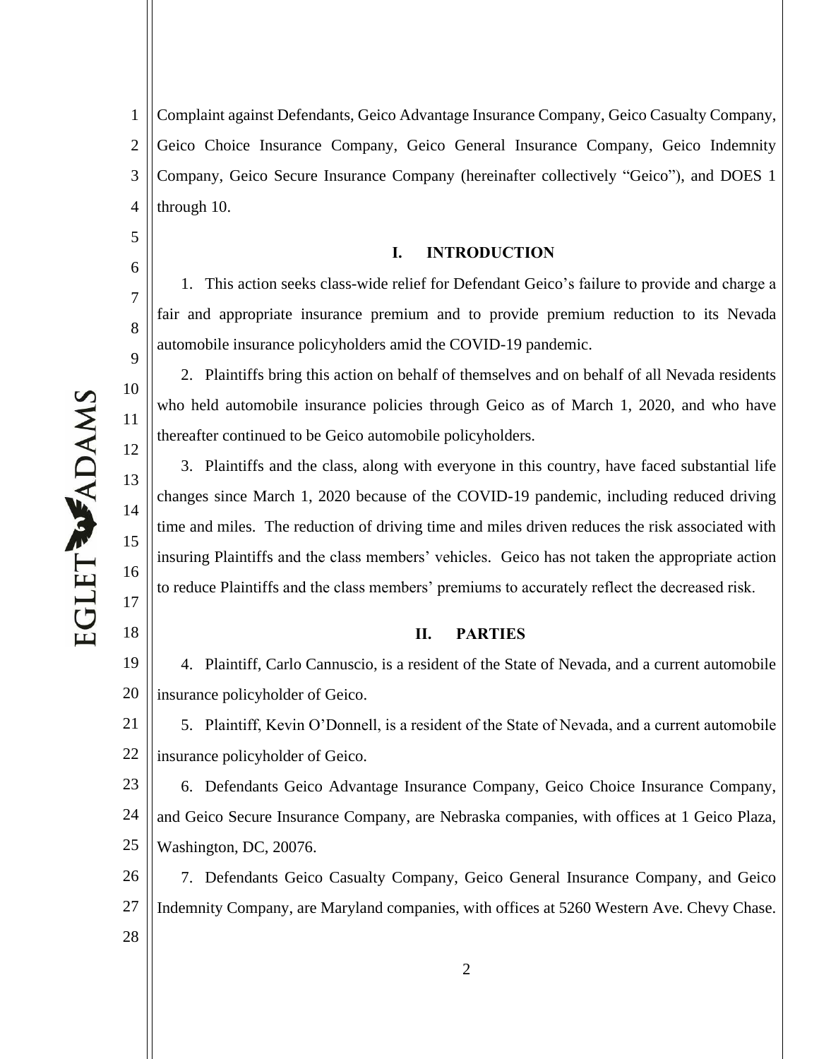Complaint against Defendants, Geico Advantage Insurance Company, Geico Casualty Company, Geico Choice Insurance Company, Geico General Insurance Company, Geico Indemnity Company, Geico Secure Insurance Company (hereinafter collectively "Geico"), and DOES 1 through 10.

## I. INTRODUCTION

1. This action seeks class-wide relief for Defendant Geico's failure to provide and charge a fair and appropriate insurance premium and to provide premium reduction to its Nevada automobile insurance policyholders amid the COVID-19 pandemic.

2. Plaintiffs bring this action on behalf of themselves and on behalf of all Nevada residents who held automobile insurance policies through Geico as of March 1, 2020, and who have thereafter continued to be Geico automobile policyholders.

3. Plaintiffs and the class, along with everyone in this country, have faced substantial life changes since March 1, 2020 because of the COVID-19 pandemic, including reduced driving time and miles. The reduction of driving time and miles driven reduces the risk associated with insuring Plaintiffs and the class members' vehicles. Geico has not taken the appropriate action to reduce Plaintiffs and the class members' premiums to accurately reflect the decreased risk.

## II. PARTIES

4. Plaintiff, Carlo Cannuscio, is a resident of the State of Nevada, and a current automobile insurance policyholder of Geico.

5. Plaintiff, Kevin O'Donnell, is a resident of the State of Nevada, and a current automobile insurance policyholder of Geico.

6. Defendants Geico Advantage Insurance Company, Geico Choice Insurance Company, and Geico Secure Insurance Company, are Nebraska companies, with offices at 1 Geico Plaza, Washington, DC, 20076.

7. Defendants Geico Casualty Company, Geico General Insurance Company, and Geico Indemnity Company, are Maryland companies, with offices at 5260 Western Ave. Chevy Chase.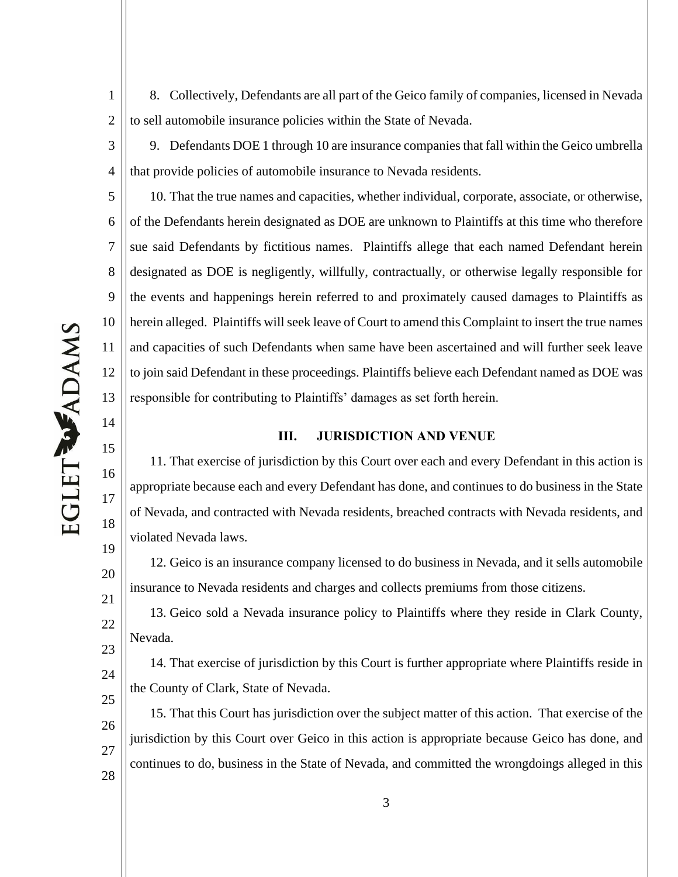8. Collectively, Defendants are all part of the Geico family of companies, licensed in Nevada to sell automobile insurance policies within the State of Nevada.

9. Defendants DOE 1 through 10 are insurance companies that fall within the Geico umbrella that provide policies of automobile insurance to Nevada residents.

10. That the true names and capacities, whether individual, corporate, associate, or otherwise, of the Defendants herein designated as DOE are unknown to Plaintiffs at this time who therefore sue said Defendants by fictitious names. Plaintiffs allege that each named Defendant herein designated as DOE is negligently, willfully, contractually, or otherwise legally responsible for the events and happenings herein referred to and proximately caused damages to Plaintiffs as herein alleged. Plaintiffs will seek leave of Court to amend this Complaint to insert the true names and capacities of such Defendants when same have been ascertained and will further seek leave to join said Defendant in these proceedings. Plaintiffs believe each Defendant named as DOE was responsible for contributing to Plaintiffs' damages as set forth herein.

## III. JURISDICTION AND VENUE

11. That exercise of jurisdiction by this Court over each and every Defendant in this action is appropriate because each and every Defendant has done, and continues to do business in the State of Nevada, and contracted with Nevada residents, breached contracts with Nevada residents, and violated Nevada laws.

12. Geico is an insurance company licensed to do business in Nevada, and it sells automobile insurance to Nevada residents and charges and collects premiums from those citizens.

13. Geico sold a Nevada insurance policy to Plaintiffs where they reside in Clark County, Nevada.

14. That exercise of jurisdiction by this Court is further appropriate where Plaintiffs reside in the County of Clark, State of Nevada.

15. That this Court has jurisdiction over the subject matter of this action. That exercise of the jurisdiction by this Court over Geico in this action is appropriate because Geico has done, and continues to do, business in the State of Nevada, and committed the wrongdoings alleged in this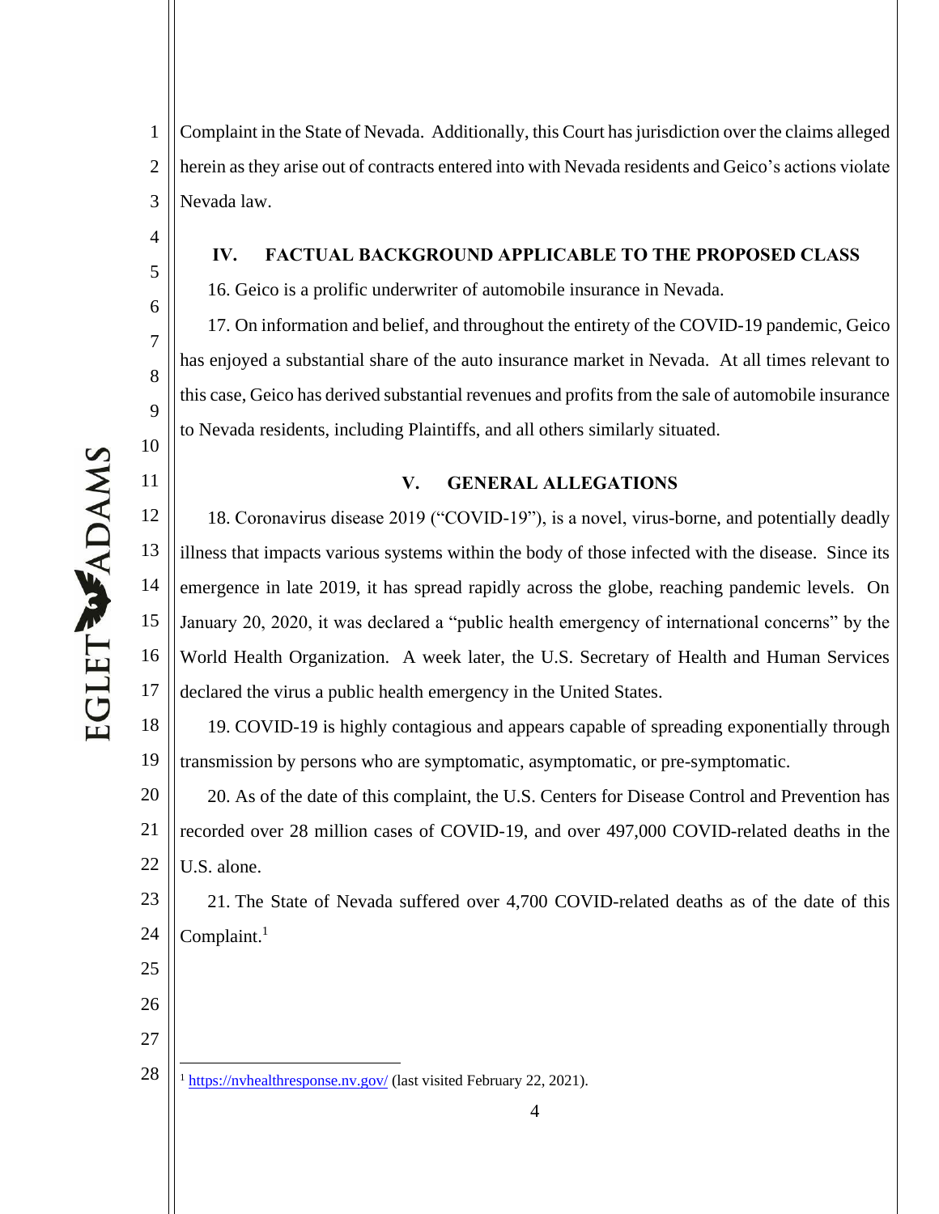Complaint in the State of Nevada. Additionally, this Court has jurisdiction over the claims alleged herein as they arise out of contracts entered into with Nevada residents and Geico's actions violate Nevada law.

## IV. FACTUAL BACKGROUND APPLICABLE TO THE PROPOSED CLASS

16. Geico is a prolific underwriter of automobile insurance in Nevada.

17. On information and belief, and throughout the entirety of the COVID-19 pandemic, Geico has enjoyed a substantial share of the auto insurance market in Nevada. At all times relevant to this case, Geico has derived substantial revenues and profits from the sale of automobile insurance to Nevada residents, including Plaintiffs, and all others similarly situated.

## V. GENERAL ALLEGATIONS

18. Coronavirus disease 2019 ("COVID-19"), is a novel, virus-borne, and potentially deadly illness that impacts various systems within the body of those infected with the disease. Since its emergence in late 2019, it has spread rapidly across the globe, reaching pandemic levels. On January 20, 2020, it was declared a "public health emergency of international concerns" by the World Health Organization. A week later, the U.S. Secretary of Health and Human Services declared the virus a public health emergency in the United States.

19. COVID-19 is highly contagious and appears capable of spreading exponentially through transmission by persons who are symptomatic, asymptomatic, or pre-symptomatic.

20. As of the date of this complaint, the U.S. Centers for Disease Control and Prevention has recorded over 28 million cases of COVID-19, and over 497,000 COVID-related deaths in the U.S. alone.

21. The State of Nevada suffered over 4,700 COVID-related deaths as of the date of this Complaint.[1]

---

[1] https://nvhealthresponse.nv.gov/ (last visited February 22, 2021).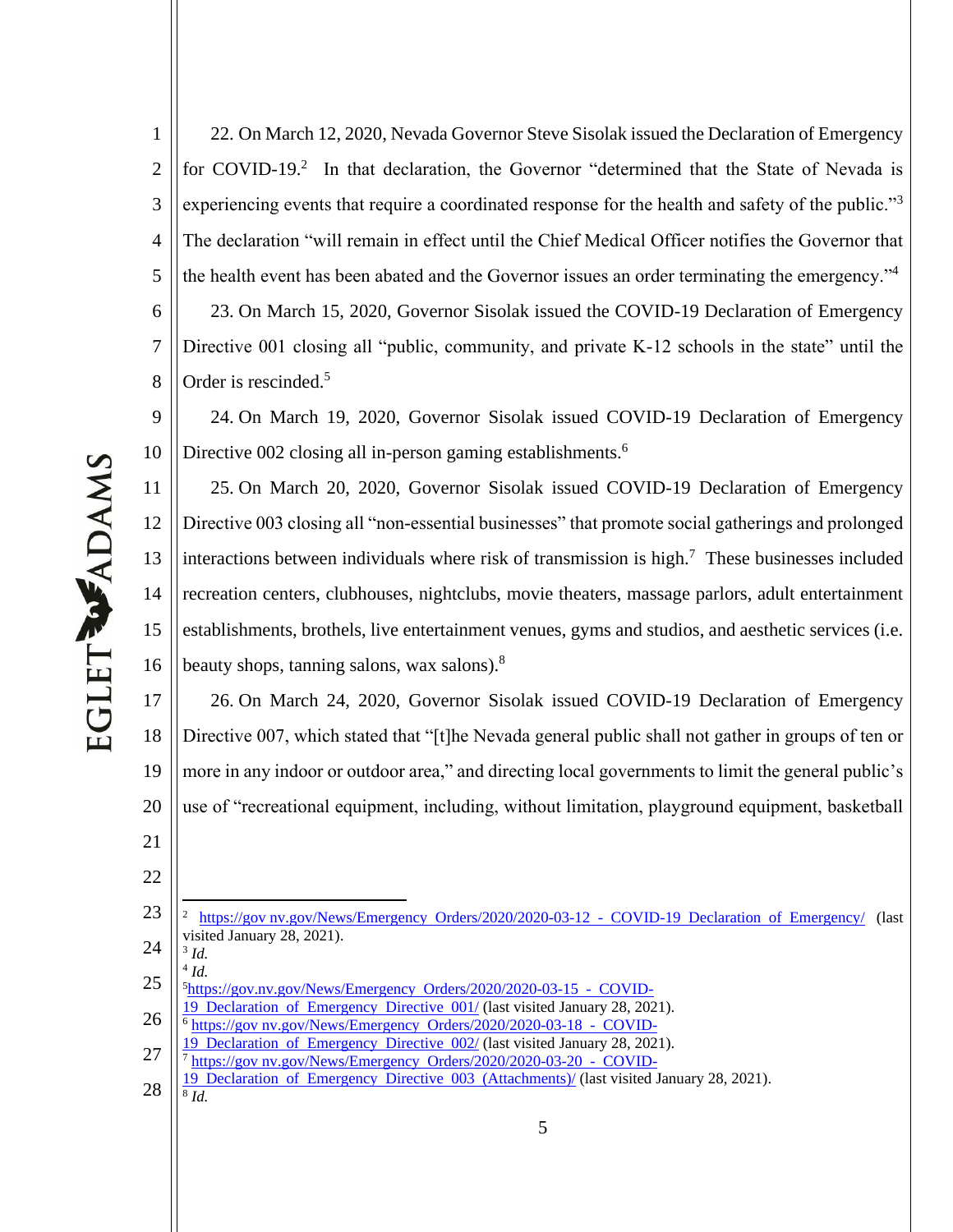22. On March 12, 2020, Nevada Governor Steve Sisolak issued the Declaration of Emergency for COVID-19.[2] In that declaration, the Governor "determined that the State of Nevada is experiencing events that require a coordinated response for the health and safety of the public."[3] The declaration "will remain in effect until the Chief Medical Officer notifies the Governor that the health event has been abated and the Governor issues an order terminating the emergency."[4]

23. On March 15, 2020, Governor Sisolak issued the COVID-19 Declaration of Emergency Directive 001 closing all "public, community, and private K-12 schools in the state" until the Order is rescinded.[5]

24. On March 19, 2020, Governor Sisolak issued COVID-19 Declaration of Emergency Directive 002 closing all in-person gaming establishments.[6]

25. On March 20, 2020, Governor Sisolak issued COVID-19 Declaration of Emergency Directive 003 closing all "non-essential businesses" that promote social gatherings and prolonged interactions between individuals where risk of transmission is high.[7] These businesses included recreation centers, clubhouses, nightclubs, movie theaters, massage parlors, adult entertainment establishments, brothels, live entertainment venues, gyms and studios, and aesthetic services (i.e. beauty shops, tanning salons, wax salons).[8]

26. On March 24, 2020, Governor Sisolak issued COVID-19 Declaration of Emergency Directive 007, which stated that "[t]he Nevada general public shall not gather in groups of ten or more in any indoor or outdoor area," and directing local governments to limit the general public's use of "recreational equipment, including, without limitation, playground equipment, basketball

---

[2] https://gov nv.gov/News/Emergency_Orders/2020/2020-03-12_-_COVID-19_Declaration_of_Emergency/ (last visited January 28, 2021).

[3] *Id.*

[4] *Id.*

[5] https://gov.nv.gov/News/Emergency_Orders/2020/2020-03-15_-_COVID-19_Declaration_of_Emergency_Directive_001/ (last visited January 28, 2021).

[6] https://gov nv.gov/News/Emergency_Orders/2020/2020-03-18_-_COVID-19_Declaration_of_Emergency_Directive_002/ (last visited January 28, 2021).

[7] https://gov nv.gov/News/Emergency_Orders/2020/2020-03-20_-_COVID-19_Declaration_of_Emergency_Directive_003_(Attachments)/ (last visited January 28, 2021).

[8] *Id.*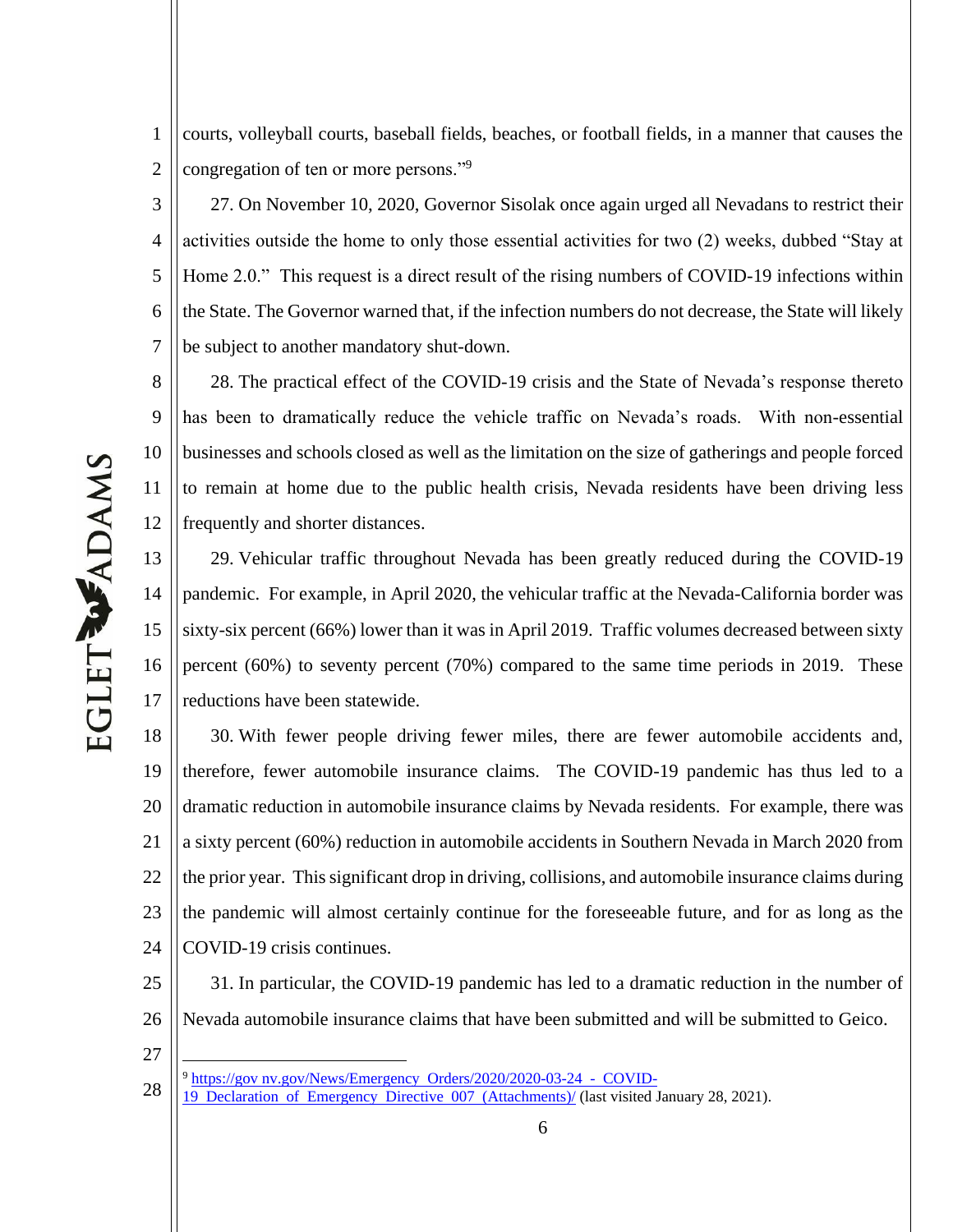courts, volleyball courts, baseball fields, beaches, or football fields, in a manner that causes the congregation of ten or more persons."[9]

27. On November 10, 2020, Governor Sisolak once again urged all Nevadans to restrict their activities outside the home to only those essential activities for two (2) weeks, dubbed "Stay at Home 2.0." This request is a direct result of the rising numbers of COVID-19 infections within the State. The Governor warned that, if the infection numbers do not decrease, the State will likely be subject to another mandatory shut-down.

28. The practical effect of the COVID-19 crisis and the State of Nevada's response thereto has been to dramatically reduce the vehicle traffic on Nevada's roads. With non-essential businesses and schools closed as well as the limitation on the size of gatherings and people forced to remain at home due to the public health crisis, Nevada residents have been driving less frequently and shorter distances.

29. Vehicular traffic throughout Nevada has been greatly reduced during the COVID-19 pandemic. For example, in April 2020, the vehicular traffic at the Nevada-California border was sixty-six percent (66%) lower than it was in April 2019. Traffic volumes decreased between sixty percent (60%) to seventy percent (70%) compared to the same time periods in 2019. These reductions have been statewide.

30. With fewer people driving fewer miles, there are fewer automobile accidents and, therefore, fewer automobile insurance claims. The COVID-19 pandemic has thus led to a dramatic reduction in automobile insurance claims by Nevada residents. For example, there was a sixty percent (60%) reduction in automobile accidents in Southern Nevada in March 2020 from the prior year. This significant drop in driving, collisions, and automobile insurance claims during the pandemic will almost certainly continue for the foreseeable future, and for as long as the COVID-19 crisis continues.

31. In particular, the COVID-19 pandemic has led to a dramatic reduction in the number of Nevada automobile insurance claims that have been submitted and will be submitted to Geico.

---

[9] https://gov nv.gov/News/Emergency_Orders/2020/2020-03-24_-_COVID-19_Declaration_of_Emergency_Directive_007_(Attachments)/ (last visited January 28, 2021).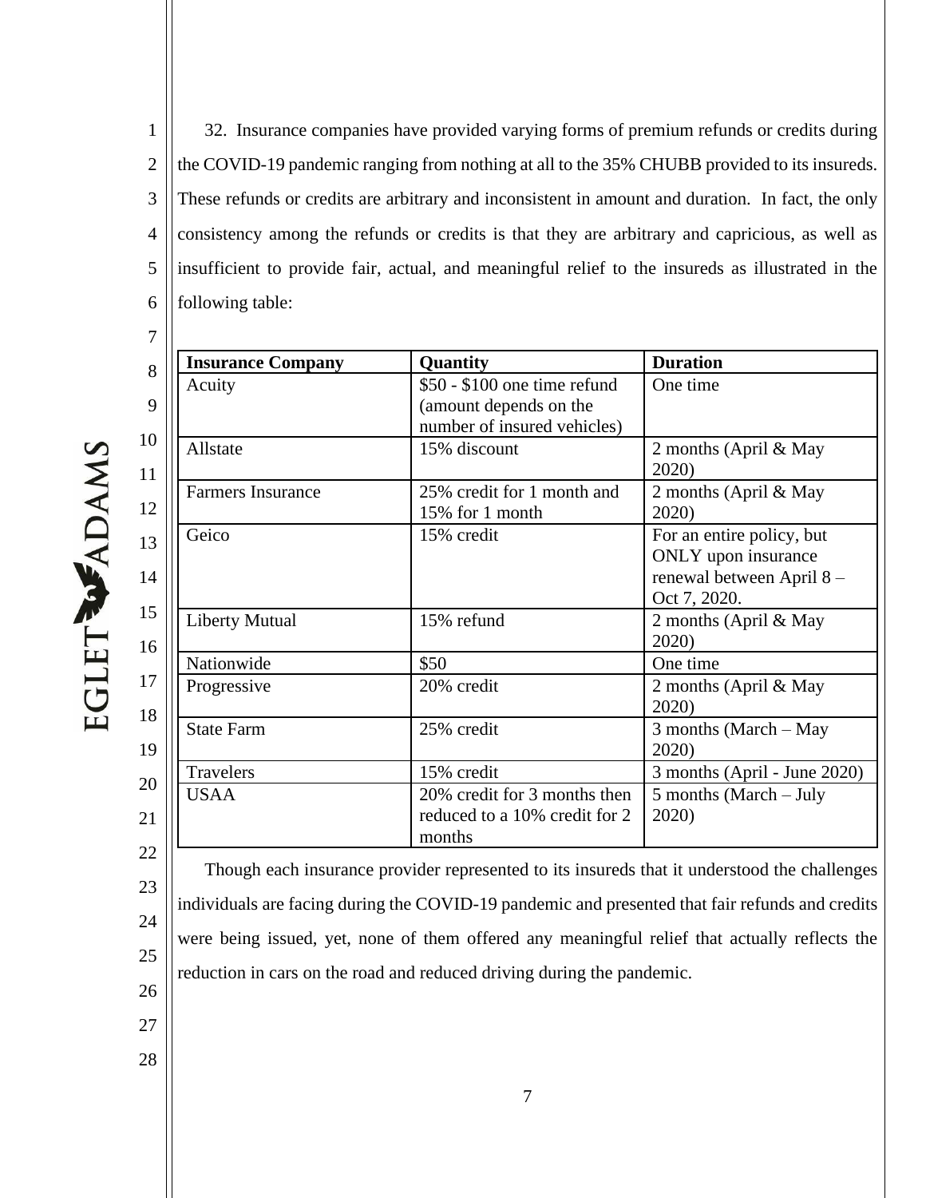32. Insurance companies have provided varying forms of premium refunds or credits during the COVID-19 pandemic ranging from nothing at all to the 35% CHUBB provided to its insureds. These refunds or credits are arbitrary and inconsistent in amount and duration. In fact, the only consistency among the refunds or credits is that they are arbitrary and capricious, as well as insufficient to provide fair, actual, and meaningful relief to the insureds as illustrated in the following table:

| **Insurance Company** | **Quantity** | **Duration** |
|---|---|---|
| Acuity | $50 - $100 one time refund (amount depends on the number of insured vehicles) | One time |
| Allstate | 15% discount | 2 months (April & May 2020) |
| Farmers Insurance | 25% credit for 1 month and 15% for 1 month | 2 months (April & May 2020) |
| Geico | 15% credit | For an entire policy, but ONLY upon insurance renewal between April 8 – Oct 7, 2020. |
| Liberty Mutual | 15% refund | 2 months (April & May 2020) |
| Nationwide | $50 | One time |
| Progressive | 20% credit | 2 months (April & May 2020) |
| State Farm | 25% credit | 3 months (March – May 2020) |
| Travelers | 15% credit | 3 months (April - June 2020) |
| USAA | 20% credit for 3 months then reduced to a 10% credit for 2 months | 5 months (March – July 2020) |

Though each insurance provider represented to its insureds that it understood the challenges individuals are facing during the COVID-19 pandemic and presented that fair refunds and credits were being issued, yet, none of them offered any meaningful relief that actually reflects the reduction in cars on the road and reduced driving during the pandemic.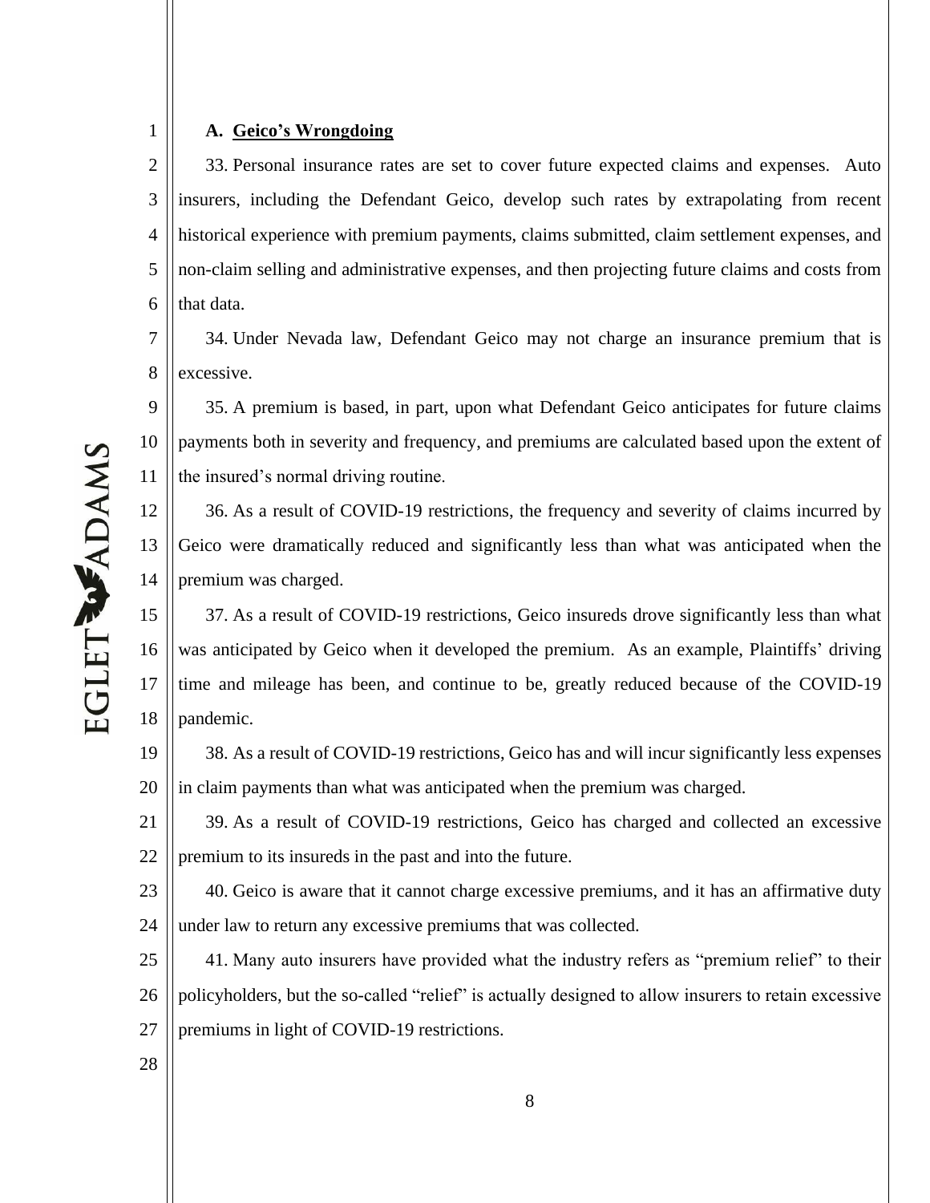### A. **Geico's Wrongdoing**

33. Personal insurance rates are set to cover future expected claims and expenses. Auto insurers, including the Defendant Geico, develop such rates by extrapolating from recent historical experience with premium payments, claims submitted, claim settlement expenses, and non-claim selling and administrative expenses, and then projecting future claims and costs from that data.

34. Under Nevada law, Defendant Geico may not charge an insurance premium that is excessive.

35. A premium is based, in part, upon what Defendant Geico anticipates for future claims payments both in severity and frequency, and premiums are calculated based upon the extent of the insured's normal driving routine.

36. As a result of COVID-19 restrictions, the frequency and severity of claims incurred by Geico were dramatically reduced and significantly less than what was anticipated when the premium was charged.

37. As a result of COVID-19 restrictions, Geico insureds drove significantly less than what was anticipated by Geico when it developed the premium. As an example, Plaintiffs' driving time and mileage has been, and continue to be, greatly reduced because of the COVID-19 pandemic.

38. As a result of COVID-19 restrictions, Geico has and will incur significantly less expenses in claim payments than what was anticipated when the premium was charged.

39. As a result of COVID-19 restrictions, Geico has charged and collected an excessive premium to its insureds in the past and into the future.

40. Geico is aware that it cannot charge excessive premiums, and it has an affirmative duty under law to return any excessive premiums that was collected.

41. Many auto insurers have provided what the industry refers as "premium relief" to their policyholders, but the so-called "relief" is actually designed to allow insurers to retain excessive premiums in light of COVID-19 restrictions.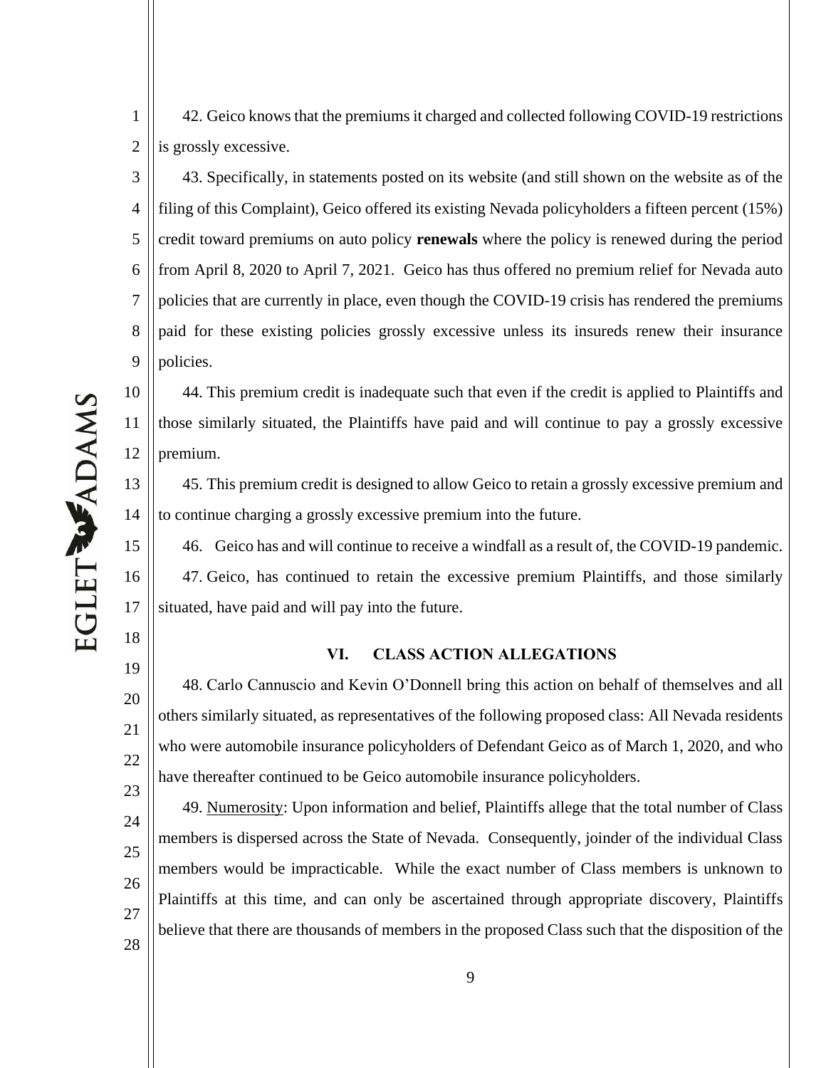42. Geico knows that the premiums it charged and collected following COVID-19 restrictions is grossly excessive.

43. Specifically, in statements posted on its website (and still shown on the website as of the filing of this Complaint), Geico offered its existing Nevada policyholders a fifteen percent (15%) credit toward premiums on auto policy **renewals** where the policy is renewed during the period from April 8, 2020 to April 7, 2021. Geico has thus offered no premium relief for Nevada auto policies that are currently in place, even though the COVID-19 crisis has rendered the premiums paid for these existing policies grossly excessive unless its insureds renew their insurance policies.

44. This premium credit is inadequate such that even if the credit is applied to Plaintiffs and those similarly situated, the Plaintiffs have paid and will continue to pay a grossly excessive premium.

45. This premium credit is designed to allow Geico to retain a grossly excessive premium and to continue charging a grossly excessive premium into the future.

46. Geico has and will continue to receive a windfall as a result of, the COVID-19 pandemic.

47. Geico, has continued to retain the excessive premium Plaintiffs, and those similarly situated, have paid and will pay into the future.

## VI. CLASS ACTION ALLEGATIONS

48. Carlo Cannuscio and Kevin O'Donnell bring this action on behalf of themselves and all others similarly situated, as representatives of the following proposed class: All Nevada residents who were automobile insurance policyholders of Defendant Geico as of March 1, 2020, and who have thereafter continued to be Geico automobile insurance policyholders.

49. Numerosity: Upon information and belief, Plaintiffs allege that the total number of Class members is dispersed across the State of Nevada. Consequently, joinder of the individual Class members would be impracticable. While the exact number of Class members is unknown to Plaintiffs at this time, and can only be ascertained through appropriate discovery, Plaintiffs believe that there are thousands of members in the proposed Class such that the disposition of the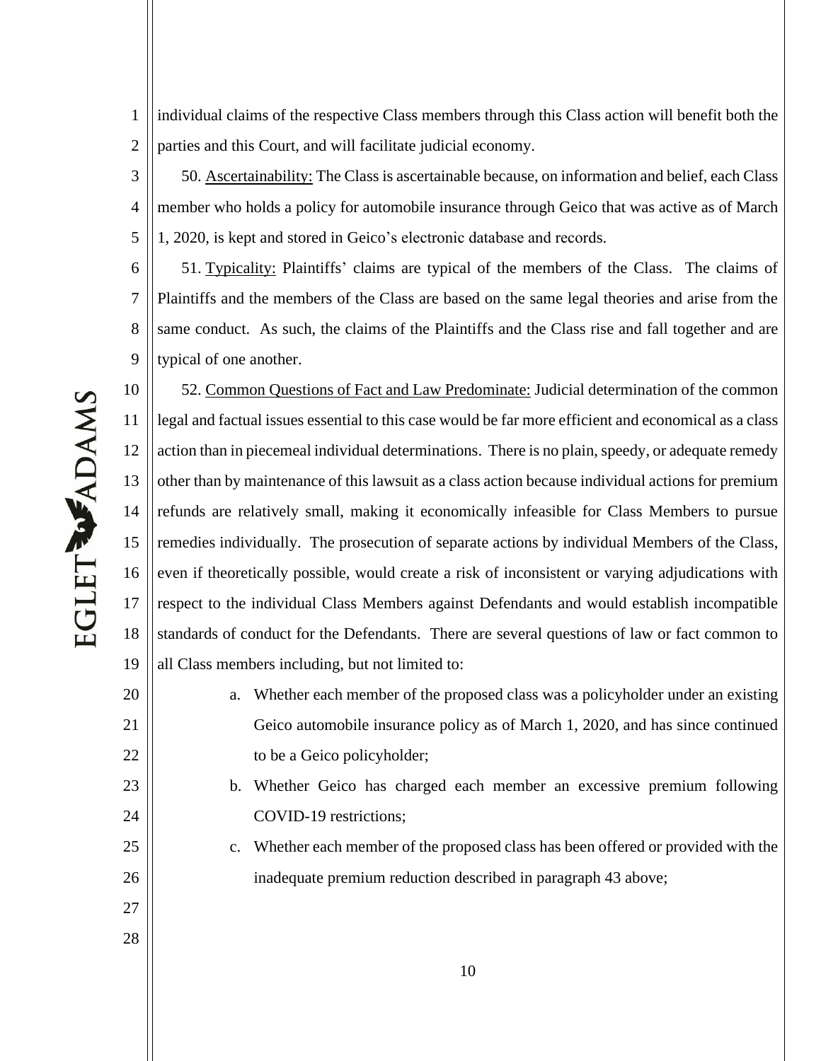individual claims of the respective Class members through this Class action will benefit both the parties and this Court, and will facilitate judicial economy.

50. Ascertainability: The Class is ascertainable because, on information and belief, each Class member who holds a policy for automobile insurance through Geico that was active as of March 1, 2020, is kept and stored in Geico's electronic database and records.

51. Typicality: Plaintiffs' claims are typical of the members of the Class. The claims of Plaintiffs and the members of the Class are based on the same legal theories and arise from the same conduct. As such, the claims of the Plaintiffs and the Class rise and fall together and are typical of one another.

52. Common Questions of Fact and Law Predominate: Judicial determination of the common legal and factual issues essential to this case would be far more efficient and economical as a class action than in piecemeal individual determinations. There is no plain, speedy, or adequate remedy other than by maintenance of this lawsuit as a class action because individual actions for premium refunds are relatively small, making it economically infeasible for Class Members to pursue remedies individually. The prosecution of separate actions by individual Members of the Class, even if theoretically possible, would create a risk of inconsistent or varying adjudications with respect to the individual Class Members against Defendants and would establish incompatible standards of conduct for the Defendants. There are several questions of law or fact common to all Class members including, but not limited to:

a. Whether each member of the proposed class was a policyholder under an existing Geico automobile insurance policy as of March 1, 2020, and has since continued to be a Geico policyholder;

b. Whether Geico has charged each member an excessive premium following COVID-19 restrictions;

c. Whether each member of the proposed class has been offered or provided with the inadequate premium reduction described in paragraph 43 above;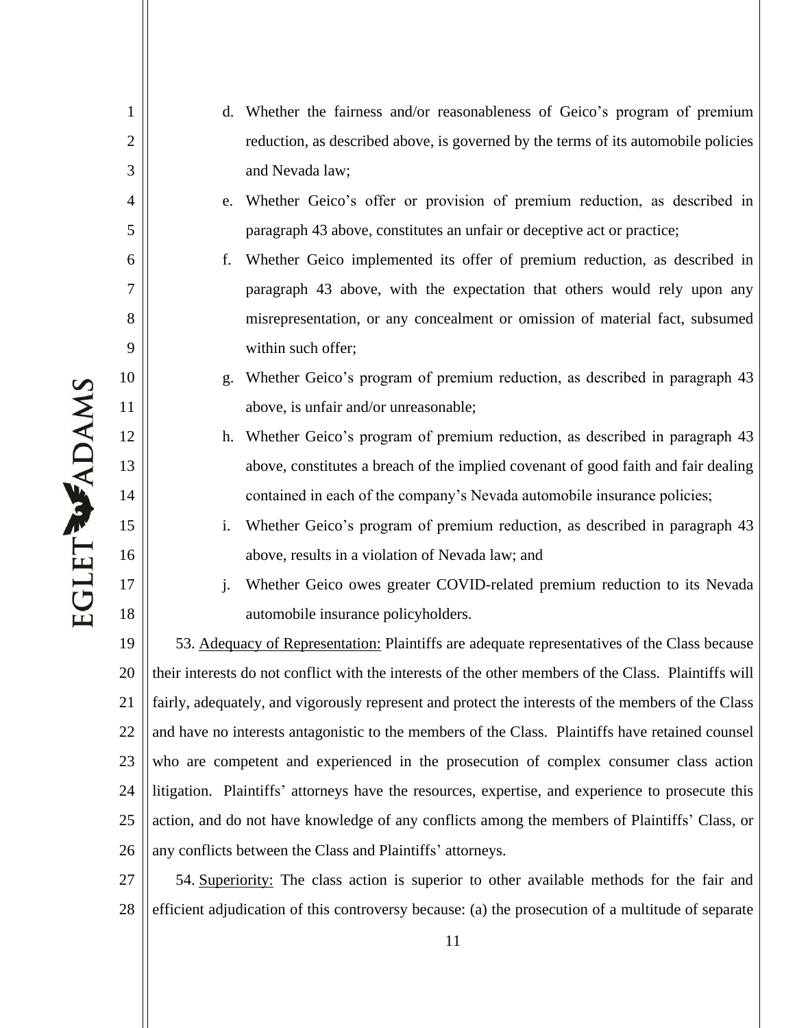d. Whether the fairness and/or reasonableness of Geico's program of premium reduction, as described above, is governed by the terms of its automobile policies and Nevada law;

e. Whether Geico's offer or provision of premium reduction, as described in paragraph 43 above, constitutes an unfair or deceptive act or practice;

f. Whether Geico implemented its offer of premium reduction, as described in paragraph 43 above, with the expectation that others would rely upon any misrepresentation, or any concealment or omission of material fact, subsumed within such offer;

g. Whether Geico's program of premium reduction, as described in paragraph 43 above, is unfair and/or unreasonable;

h. Whether Geico's program of premium reduction, as described in paragraph 43 above, constitutes a breach of the implied covenant of good faith and fair dealing contained in each of the company's Nevada automobile insurance policies;

i. Whether Geico's program of premium reduction, as described in paragraph 43 above, results in a violation of Nevada law; and

j. Whether Geico owes greater COVID-related premium reduction to its Nevada automobile insurance policyholders.

53. Adequacy of Representation: Plaintiffs are adequate representatives of the Class because their interests do not conflict with the interests of the other members of the Class. Plaintiffs will fairly, adequately, and vigorously represent and protect the interests of the members of the Class and have no interests antagonistic to the members of the Class. Plaintiffs have retained counsel who are competent and experienced in the prosecution of complex consumer class action litigation. Plaintiffs' attorneys have the resources, expertise, and experience to prosecute this action, and do not have knowledge of any conflicts among the members of Plaintiffs' Class, or any conflicts between the Class and Plaintiffs' attorneys.

54. Superiority: The class action is superior to other available methods for the fair and efficient adjudication of this controversy because: (a) the prosecution of a multitude of separate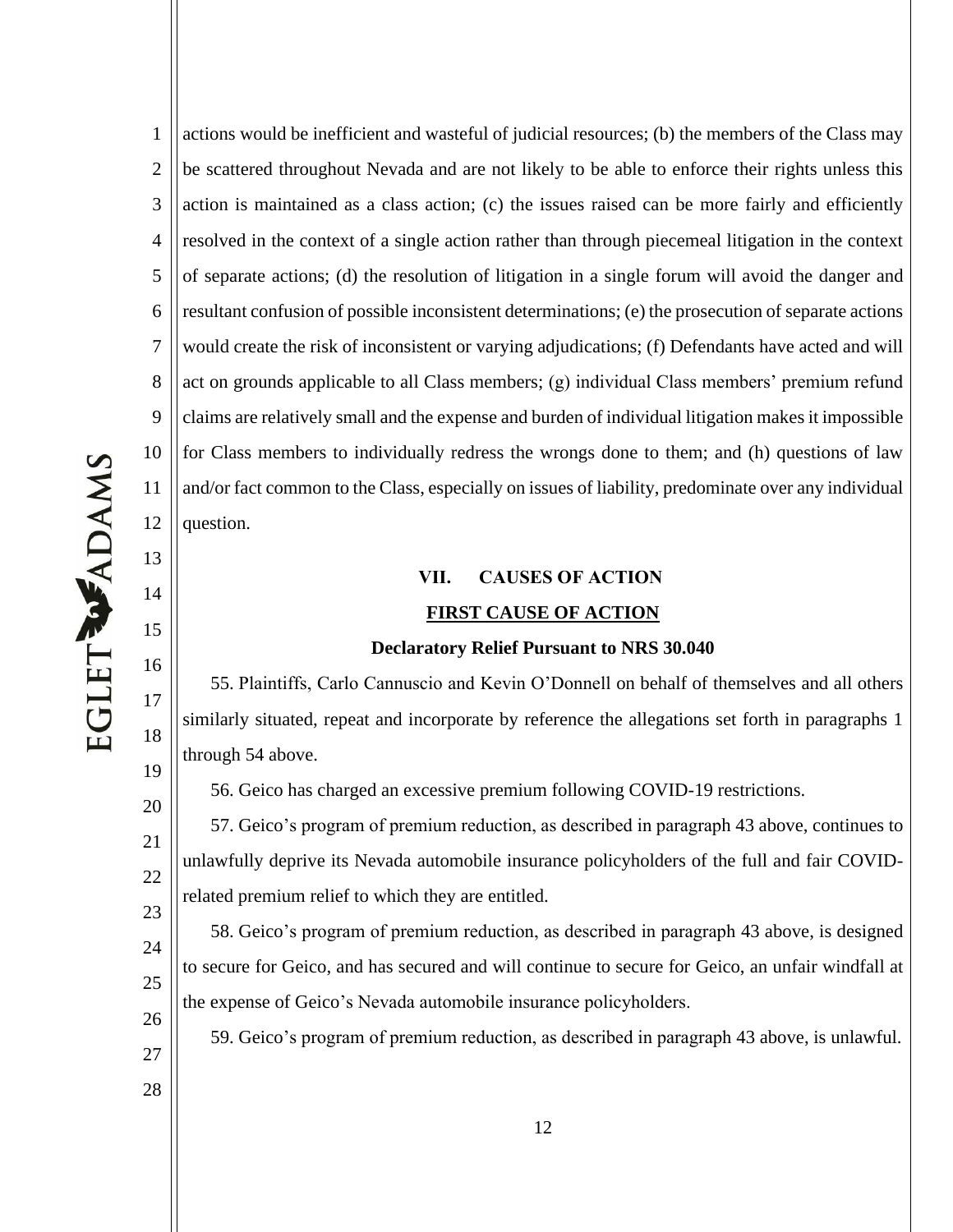actions would be inefficient and wasteful of judicial resources; (b) the members of the Class may be scattered throughout Nevada and are not likely to be able to enforce their rights unless this action is maintained as a class action; (c) the issues raised can be more fairly and efficiently resolved in the context of a single action rather than through piecemeal litigation in the context of separate actions; (d) the resolution of litigation in a single forum will avoid the danger and resultant confusion of possible inconsistent determinations; (e) the prosecution of separate actions would create the risk of inconsistent or varying adjudications; (f) Defendants have acted and will act on grounds applicable to all Class members; (g) individual Class members' premium refund claims are relatively small and the expense and burden of individual litigation makes it impossible for Class members to individually redress the wrongs done to them; and (h) questions of law and/or fact common to the Class, especially on issues of liability, predominate over any individual question.

## VII. CAUSES OF ACTION

### FIRST CAUSE OF ACTION

**Declaratory Relief Pursuant to NRS 30.040**

55. Plaintiffs, Carlo Cannuscio and Kevin O'Donnell on behalf of themselves and all others similarly situated, repeat and incorporate by reference the allegations set forth in paragraphs 1 through 54 above.

56. Geico has charged an excessive premium following COVID-19 restrictions.

57. Geico's program of premium reduction, as described in paragraph 43 above, continues to unlawfully deprive its Nevada automobile insurance policyholders of the full and fair COVID-related premium relief to which they are entitled.

58. Geico's program of premium reduction, as described in paragraph 43 above, is designed to secure for Geico, and has secured and will continue to secure for Geico, an unfair windfall at the expense of Geico's Nevada automobile insurance policyholders.

59. Geico's program of premium reduction, as described in paragraph 43 above, is unlawful.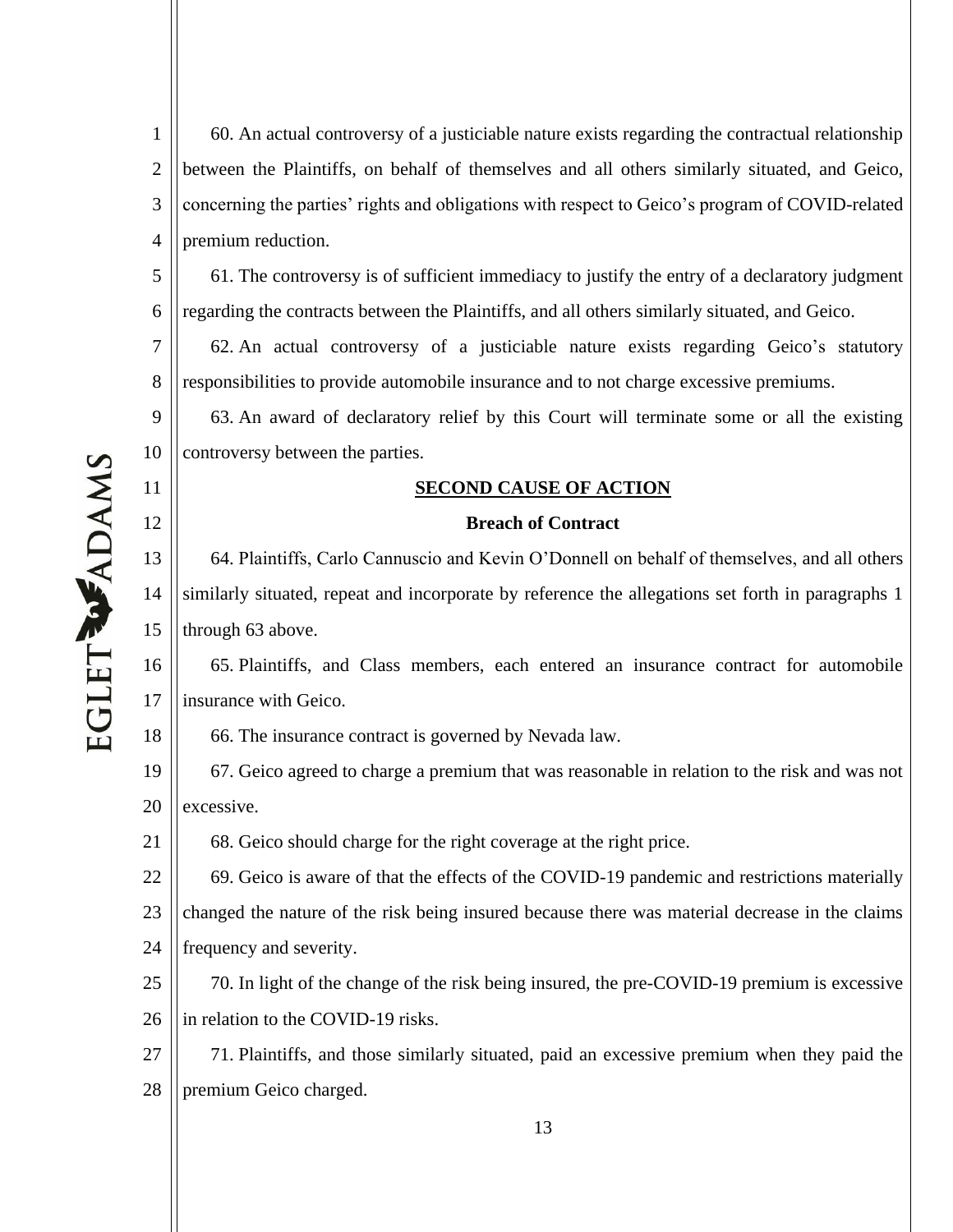60. An actual controversy of a justiciable nature exists regarding the contractual relationship between the Plaintiffs, on behalf of themselves and all others similarly situated, and Geico, concerning the parties' rights and obligations with respect to Geico's program of COVID-related premium reduction.

61. The controversy is of sufficient immediacy to justify the entry of a declaratory judgment regarding the contracts between the Plaintiffs, and all others similarly situated, and Geico.

62. An actual controversy of a justiciable nature exists regarding Geico's statutory responsibilities to provide automobile insurance and to not charge excessive premiums.

63. An award of declaratory relief by this Court will terminate some or all the existing controversy between the parties.

## SECOND CAUSE OF ACTION

### Breach of Contract

64. Plaintiffs, Carlo Cannuscio and Kevin O'Donnell on behalf of themselves, and all others similarly situated, repeat and incorporate by reference the allegations set forth in paragraphs 1 through 63 above.

65. Plaintiffs, and Class members, each entered an insurance contract for automobile insurance with Geico.

66. The insurance contract is governed by Nevada law.

67. Geico agreed to charge a premium that was reasonable in relation to the risk and was not excessive.

68. Geico should charge for the right coverage at the right price.

69. Geico is aware of that the effects of the COVID-19 pandemic and restrictions materially changed the nature of the risk being insured because there was material decrease in the claims frequency and severity.

70. In light of the change of the risk being insured, the pre-COVID-19 premium is excessive in relation to the COVID-19 risks.

71. Plaintiffs, and those similarly situated, paid an excessive premium when they paid the premium Geico charged.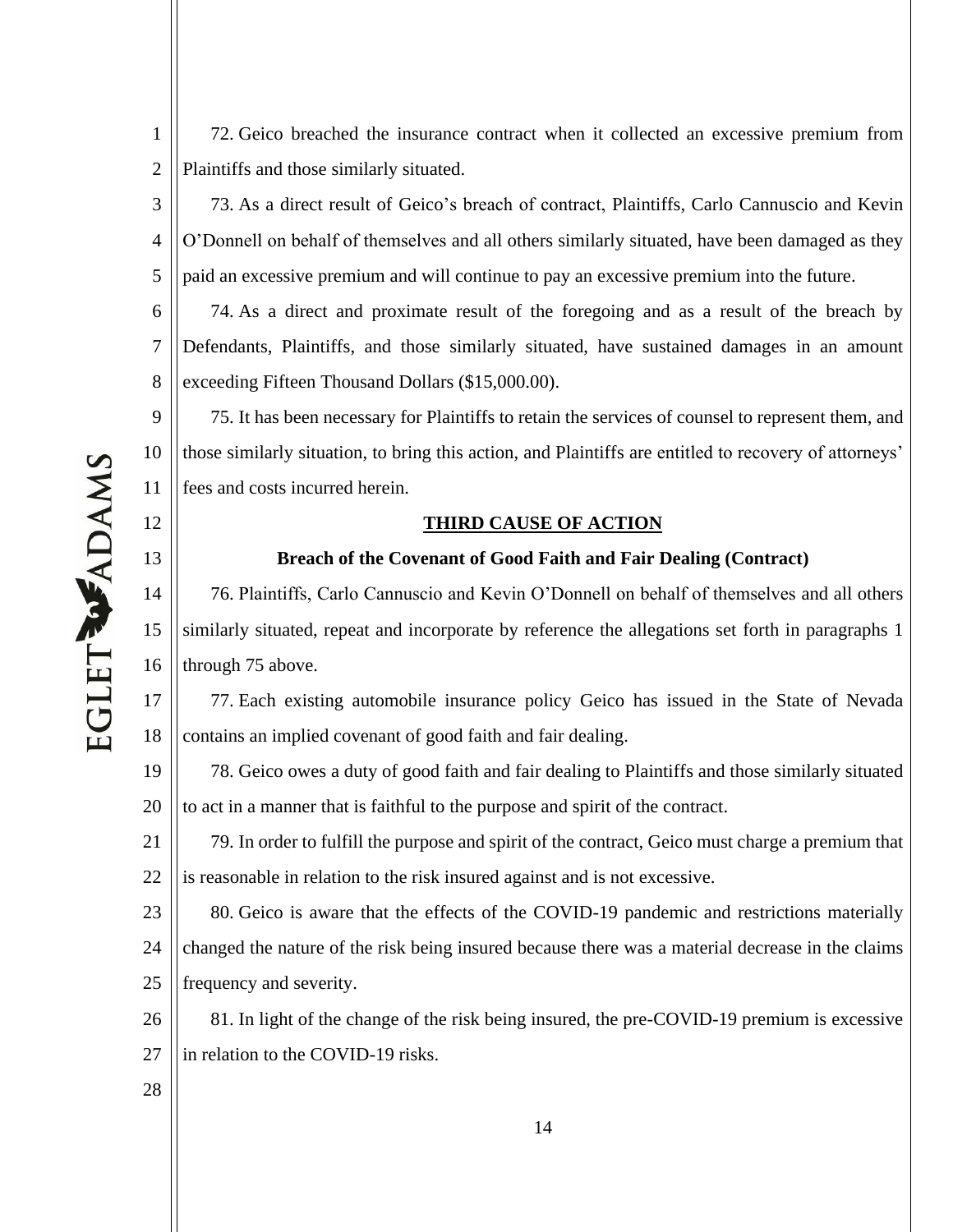72. Geico breached the insurance contract when it collected an excessive premium from Plaintiffs and those similarly situated.

73. As a direct result of Geico's breach of contract, Plaintiffs, Carlo Cannuscio and Kevin O'Donnell on behalf of themselves and all others similarly situated, have been damaged as they paid an excessive premium and will continue to pay an excessive premium into the future.

74. As a direct and proximate result of the foregoing and as a result of the breach by Defendants, Plaintiffs, and those similarly situated, have sustained damages in an amount exceeding Fifteen Thousand Dollars ($15,000.00).

75. It has been necessary for Plaintiffs to retain the services of counsel to represent them, and those similarly situation, to bring this action, and Plaintiffs are entitled to recovery of attorneys' fees and costs incurred herein.

## THIRD CAUSE OF ACTION

### Breach of the Covenant of Good Faith and Fair Dealing (Contract)

76. Plaintiffs, Carlo Cannuscio and Kevin O'Donnell on behalf of themselves and all others similarly situated, repeat and incorporate by reference the allegations set forth in paragraphs 1 through 75 above.

77. Each existing automobile insurance policy Geico has issued in the State of Nevada contains an implied covenant of good faith and fair dealing.

78. Geico owes a duty of good faith and fair dealing to Plaintiffs and those similarly situated to act in a manner that is faithful to the purpose and spirit of the contract.

79. In order to fulfill the purpose and spirit of the contract, Geico must charge a premium that is reasonable in relation to the risk insured against and is not excessive.

80. Geico is aware that the effects of the COVID-19 pandemic and restrictions materially changed the nature of the risk being insured because there was a material decrease in the claims frequency and severity.

81. In light of the change of the risk being insured, the pre-COVID-19 premium is excessive in relation to the COVID-19 risks.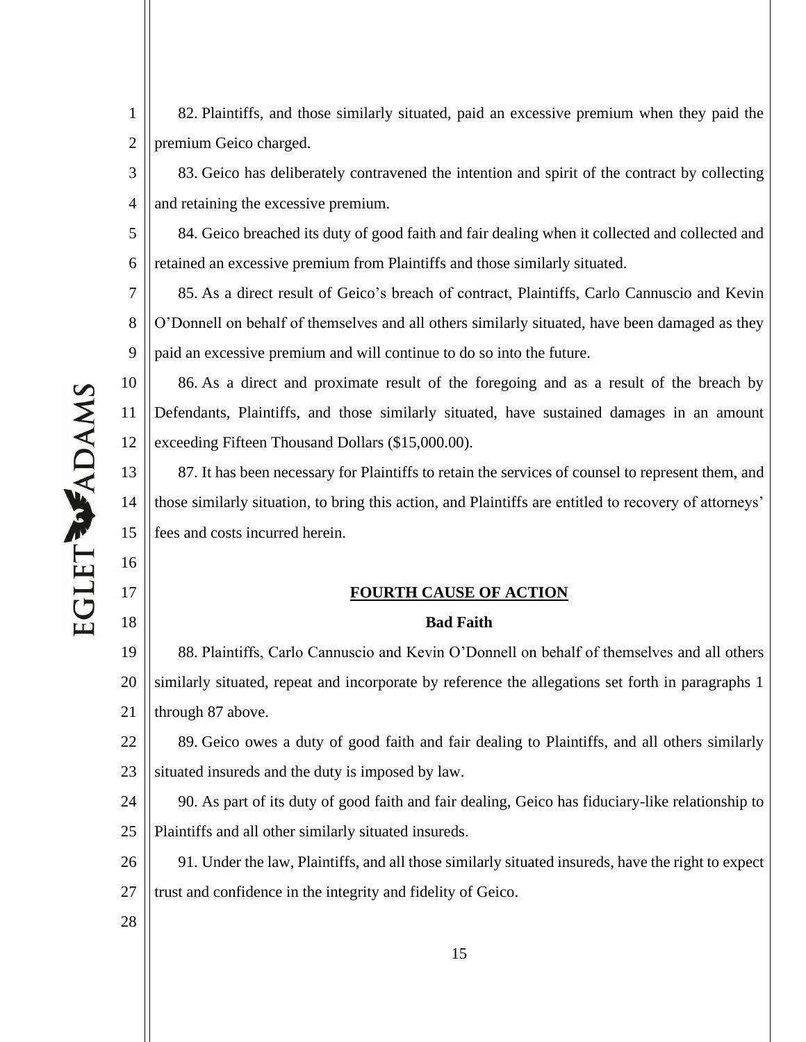82. Plaintiffs, and those similarly situated, paid an excessive premium when they paid the premium Geico charged.

83. Geico has deliberately contravened the intention and spirit of the contract by collecting and retaining the excessive premium.

84. Geico breached its duty of good faith and fair dealing when it collected and collected and retained an excessive premium from Plaintiffs and those similarly situated.

85. As a direct result of Geico's breach of contract, Plaintiffs, Carlo Cannuscio and Kevin O'Donnell on behalf of themselves and all others similarly situated, have been damaged as they paid an excessive premium and will continue to do so into the future.

86. As a direct and proximate result of the foregoing and as a result of the breach by Defendants, Plaintiffs, and those similarly situated, have sustained damages in an amount exceeding Fifteen Thousand Dollars ($15,000.00).

87. It has been necessary for Plaintiffs to retain the services of counsel to represent them, and those similarly situation, to bring this action, and Plaintiffs are entitled to recovery of attorneys' fees and costs incurred herein.

## FOURTH CAUSE OF ACTION

### Bad Faith

88. Plaintiffs, Carlo Cannuscio and Kevin O'Donnell on behalf of themselves and all others similarly situated, repeat and incorporate by reference the allegations set forth in paragraphs 1 through 87 above.

89. Geico owes a duty of good faith and fair dealing to Plaintiffs, and all others similarly situated insureds and the duty is imposed by law.

90. As part of its duty of good faith and fair dealing, Geico has fiduciary-like relationship to Plaintiffs and all other similarly situated insureds.

91. Under the law, Plaintiffs, and all those similarly situated insureds, have the right to expect trust and confidence in the integrity and fidelity of Geico.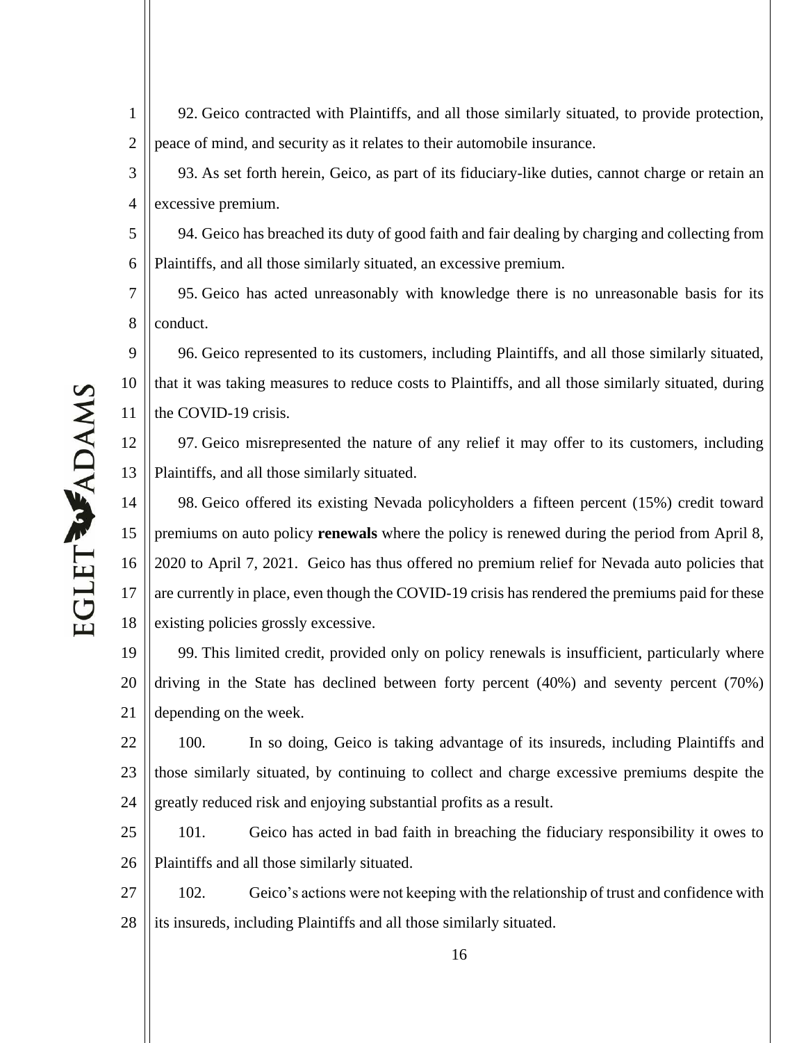92. Geico contracted with Plaintiffs, and all those similarly situated, to provide protection, peace of mind, and security as it relates to their automobile insurance.

93. As set forth herein, Geico, as part of its fiduciary-like duties, cannot charge or retain an excessive premium.

94. Geico has breached its duty of good faith and fair dealing by charging and collecting from Plaintiffs, and all those similarly situated, an excessive premium.

95. Geico has acted unreasonably with knowledge there is no unreasonable basis for its conduct.

96. Geico represented to its customers, including Plaintiffs, and all those similarly situated, that it was taking measures to reduce costs to Plaintiffs, and all those similarly situated, during the COVID-19 crisis.

97. Geico misrepresented the nature of any relief it may offer to its customers, including Plaintiffs, and all those similarly situated.

98. Geico offered its existing Nevada policyholders a fifteen percent (15%) credit toward premiums on auto policy **renewals** where the policy is renewed during the period from April 8, 2020 to April 7, 2021. Geico has thus offered no premium relief for Nevada auto policies that are currently in place, even though the COVID-19 crisis has rendered the premiums paid for these existing policies grossly excessive.

99. This limited credit, provided only on policy renewals is insufficient, particularly where driving in the State has declined between forty percent (40%) and seventy percent (70%) depending on the week.

100. In so doing, Geico is taking advantage of its insureds, including Plaintiffs and those similarly situated, by continuing to collect and charge excessive premiums despite the greatly reduced risk and enjoying substantial profits as a result.

101. Geico has acted in bad faith in breaching the fiduciary responsibility it owes to Plaintiffs and all those similarly situated.

102. Geico's actions were not keeping with the relationship of trust and confidence with its insureds, including Plaintiffs and all those similarly situated.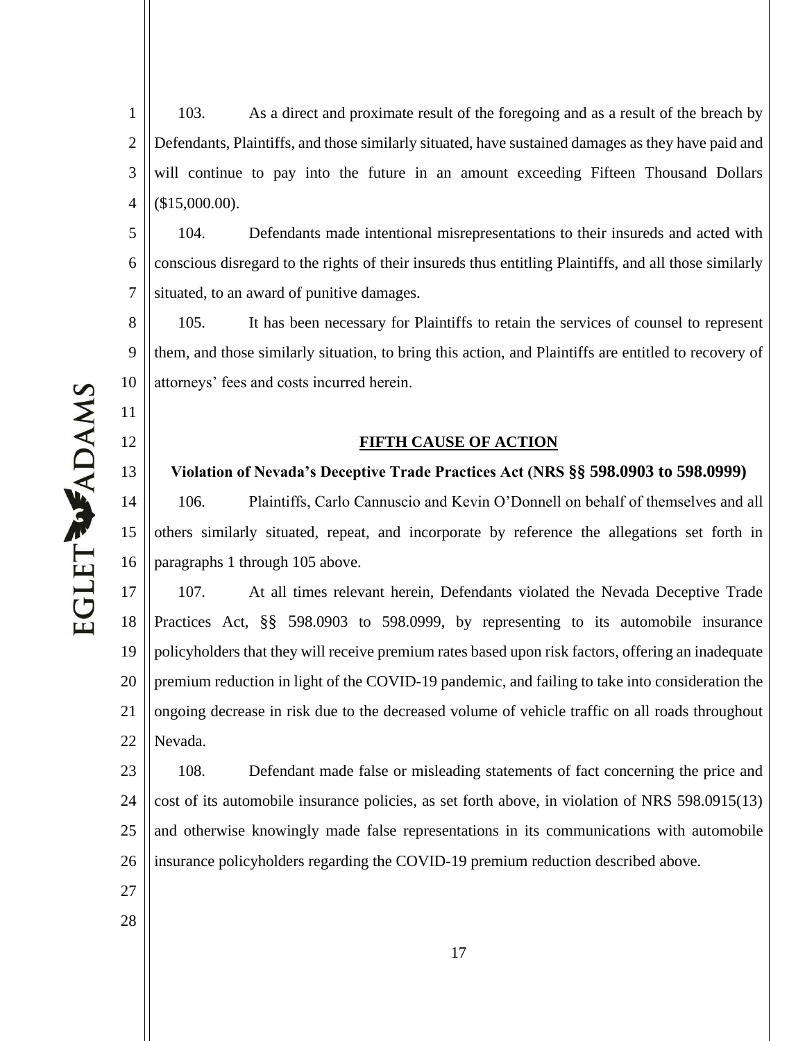103. As a direct and proximate result of the foregoing and as a result of the breach by Defendants, Plaintiffs, and those similarly situated, have sustained damages as they have paid and will continue to pay into the future in an amount exceeding Fifteen Thousand Dollars ($15,000.00).

104. Defendants made intentional misrepresentations to their insureds and acted with conscious disregard to the rights of their insureds thus entitling Plaintiffs, and all those similarly situated, to an award of punitive damages.

105. It has been necessary for Plaintiffs to retain the services of counsel to represent them, and those similarly situation, to bring this action, and Plaintiffs are entitled to recovery of attorneys' fees and costs incurred herein.

## FIFTH CAUSE OF ACTION

### Violation of Nevada's Deceptive Trade Practices Act (NRS §§ 598.0903 to 598.0999)

106. Plaintiffs, Carlo Cannuscio and Kevin O'Donnell on behalf of themselves and all others similarly situated, repeat, and incorporate by reference the allegations set forth in paragraphs 1 through 105 above.

107. At all times relevant herein, Defendants violated the Nevada Deceptive Trade Practices Act, §§ 598.0903 to 598.0999, by representing to its automobile insurance policyholders that they will receive premium rates based upon risk factors, offering an inadequate premium reduction in light of the COVID-19 pandemic, and failing to take into consideration the ongoing decrease in risk due to the decreased volume of vehicle traffic on all roads throughout Nevada.

108. Defendant made false or misleading statements of fact concerning the price and cost of its automobile insurance policies, as set forth above, in violation of NRS 598.0915(13) and otherwise knowingly made false representations in its communications with automobile insurance policyholders regarding the COVID-19 premium reduction described above.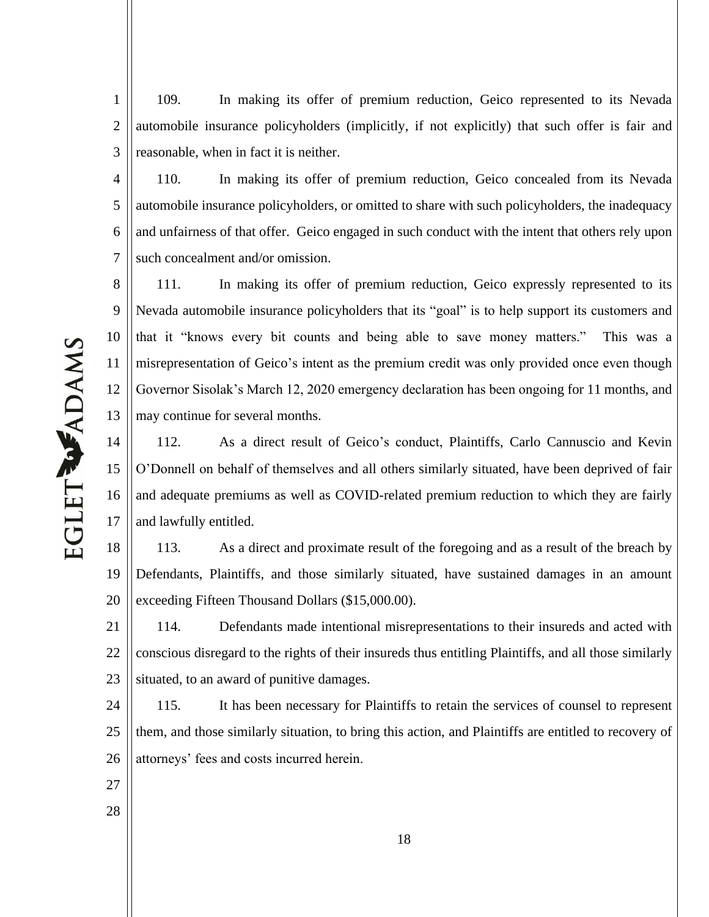109. In making its offer of premium reduction, Geico represented to its Nevada automobile insurance policyholders (implicitly, if not explicitly) that such offer is fair and reasonable, when in fact it is neither.

110. In making its offer of premium reduction, Geico concealed from its Nevada automobile insurance policyholders, or omitted to share with such policyholders, the inadequacy and unfairness of that offer. Geico engaged in such conduct with the intent that others rely upon such concealment and/or omission.

111. In making its offer of premium reduction, Geico expressly represented to its Nevada automobile insurance policyholders that its "goal" is to help support its customers and that it "knows every bit counts and being able to save money matters." This was a misrepresentation of Geico's intent as the premium credit was only provided once even though Governor Sisolak's March 12, 2020 emergency declaration has been ongoing for 11 months, and may continue for several months.

112. As a direct result of Geico's conduct, Plaintiffs, Carlo Cannuscio and Kevin O'Donnell on behalf of themselves and all others similarly situated, have been deprived of fair and adequate premiums as well as COVID-related premium reduction to which they are fairly and lawfully entitled.

113. As a direct and proximate result of the foregoing and as a result of the breach by Defendants, Plaintiffs, and those similarly situated, have sustained damages in an amount exceeding Fifteen Thousand Dollars ($15,000.00).

114. Defendants made intentional misrepresentations to their insureds and acted with conscious disregard to the rights of their insureds thus entitling Plaintiffs, and all those similarly situated, to an award of punitive damages.

115. It has been necessary for Plaintiffs to retain the services of counsel to represent them, and those similarly situation, to bring this action, and Plaintiffs are entitled to recovery of attorneys' fees and costs incurred herein.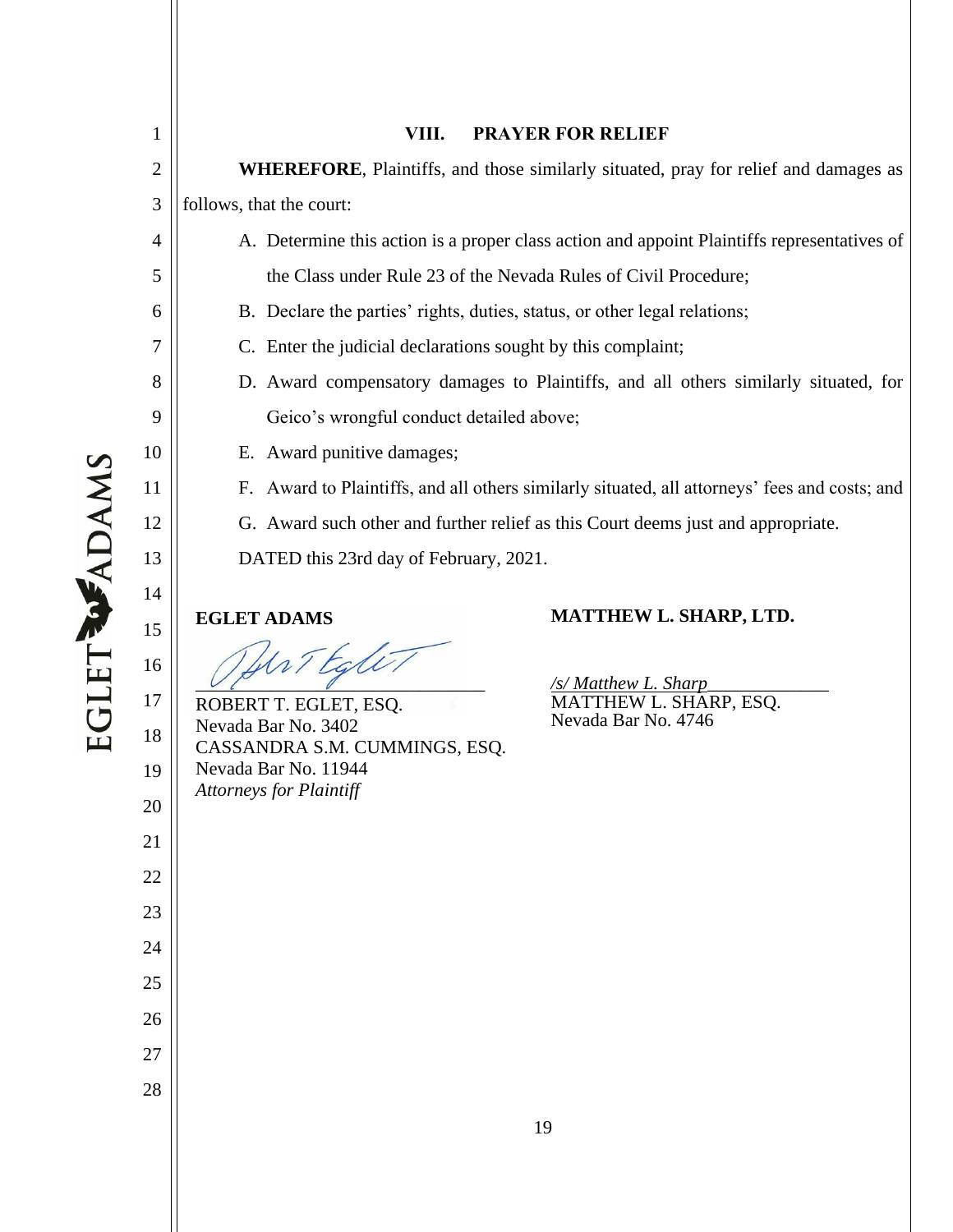## VIII. PRAYER FOR RELIEF

**WHEREFORE**, Plaintiffs, and those similarly situated, pray for relief and damages as follows, that the court:

A. Determine this action is a proper class action and appoint Plaintiffs representatives of the Class under Rule 23 of the Nevada Rules of Civil Procedure;

B. Declare the parties' rights, duties, status, or other legal relations;

C. Enter the judicial declarations sought by this complaint;

D. Award compensatory damages to Plaintiffs, and all others similarly situated, for Geico's wrongful conduct detailed above;

E. Award punitive damages;

F. Award to Plaintiffs, and all others similarly situated, all attorneys' fees and costs; and

G. Award such other and further relief as this Court deems just and appropriate.

DATED this 23rd day of February, 2021.

**EGLET ADAMS**

_______________________________
ROBERT T. EGLET, ESQ.
Nevada Bar No. 3402
CASSANDRA S.M. CUMMINGS, ESQ.
Nevada Bar No. 11944
*Attorneys for Plaintiff*

**MATTHEW L. SHARP, LTD.**

*/s/ Matthew L. Sharp*
MATTHEW L. SHARP, ESQ.
Nevada Bar No. 4746